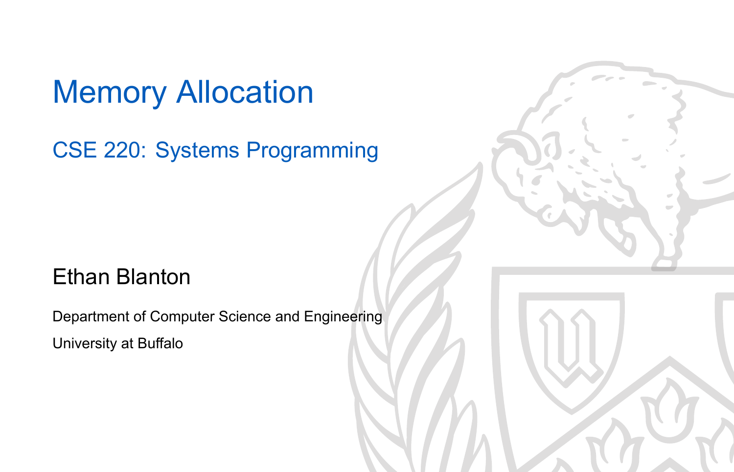# Memory Allocation

## CSE 220: Systems Programming

Ethan Blanton

Department of Computer Science and Engineering

University at Buffalo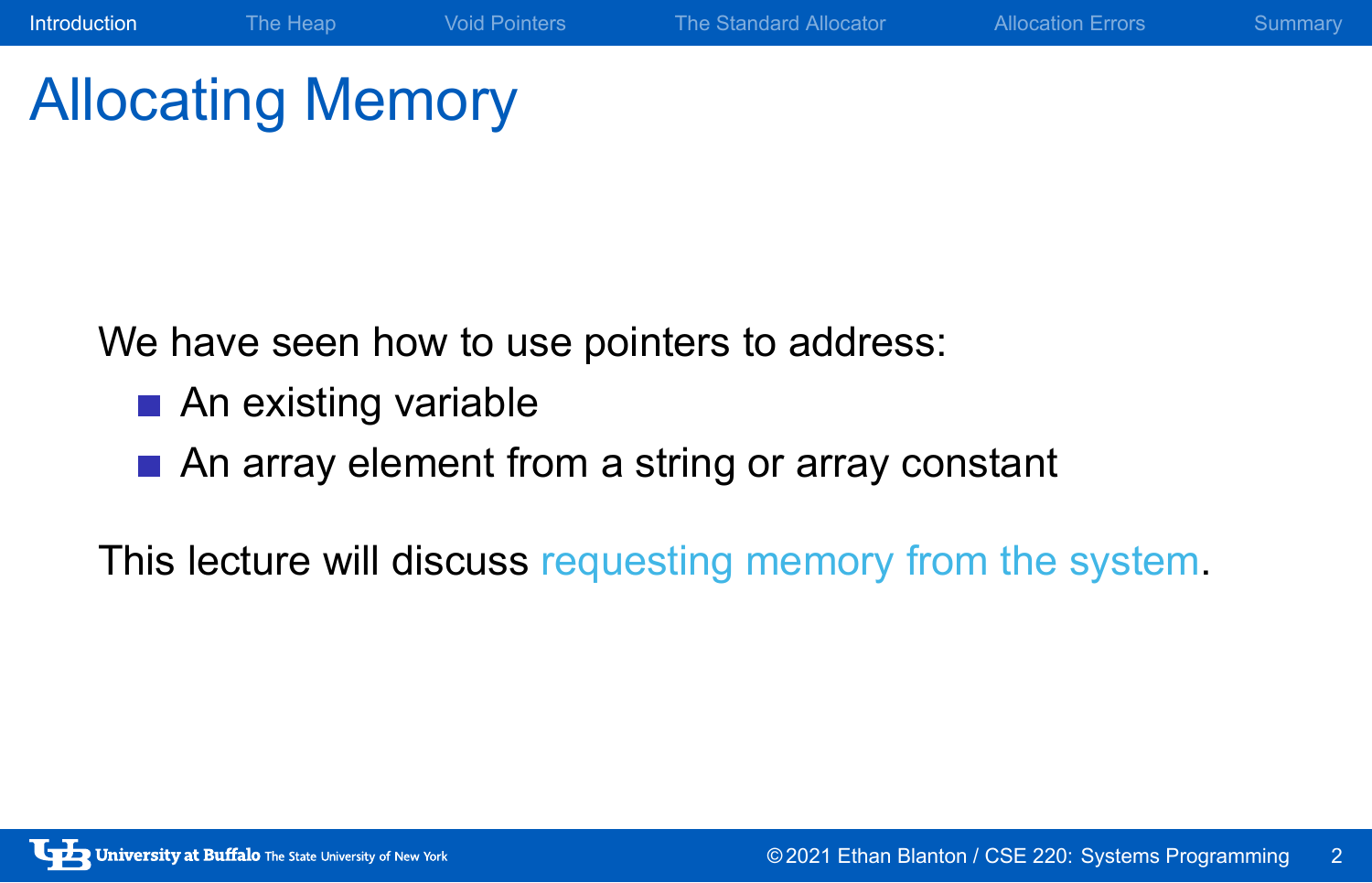# Allocating Memory

We have seen how to use pointers to address:

- An existing variable
- An array element from a string or array constant

This lecture will discuss requesting memory from the system.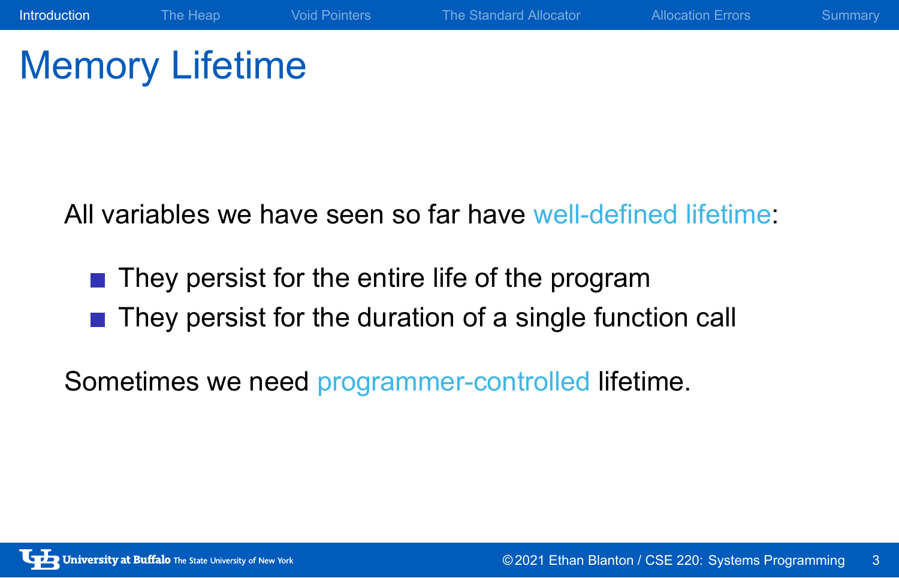# Memory Lifetime

All variables we have seen so far have well-defined lifetime:

- They persist for the entire life of the program
- They persist for the duration of a single function call

Sometimes we need programmer-controlled lifetime.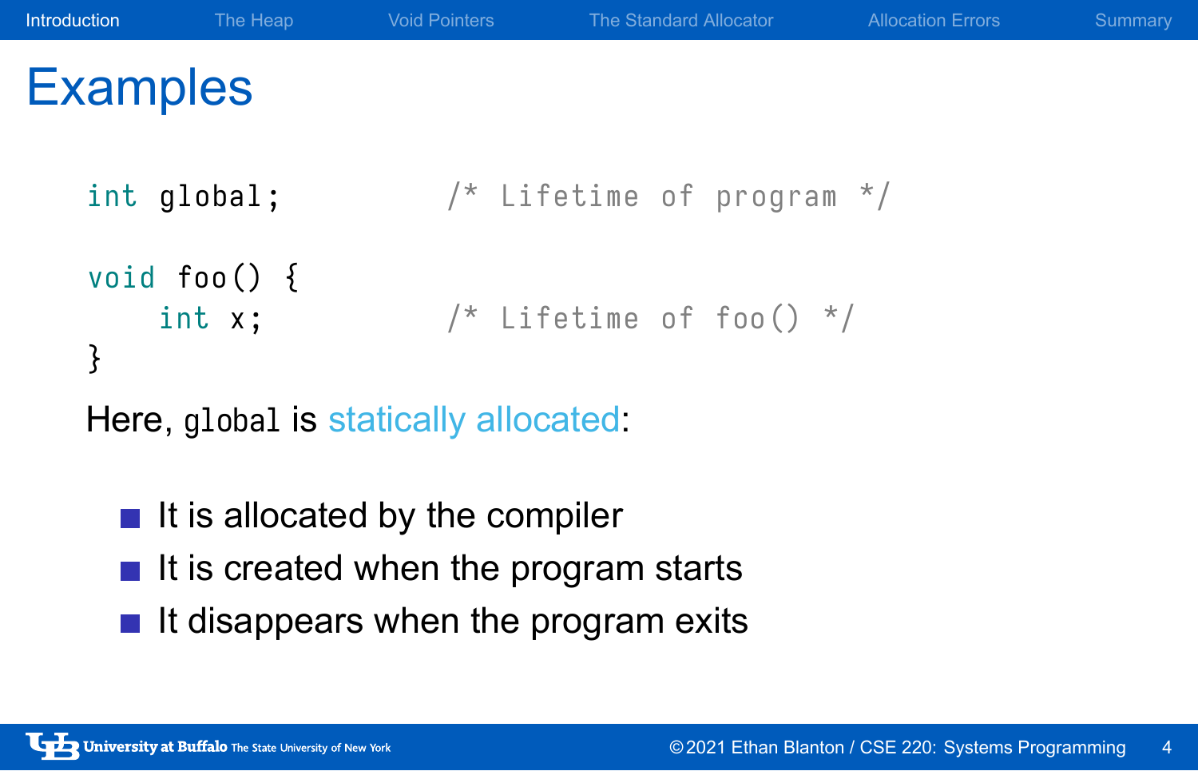# Examples

```c
int global;          /* Lifetime of program */

void foo() {
    int x;           /* Lifetime of foo() */
}
```

Here, `global` is statically allocated:

- It is allocated by the compiler
- It is created when the program starts
- It disappears when the program exits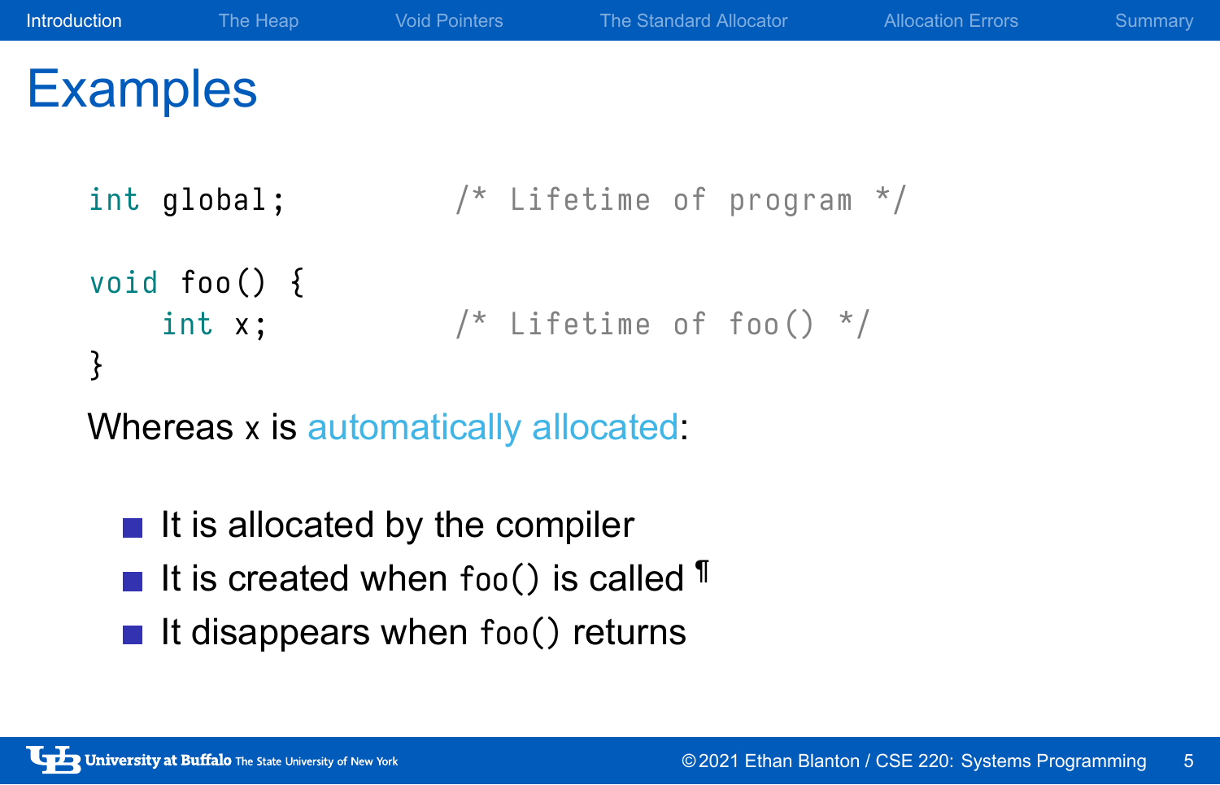# Examples

```
int global;          /* Lifetime of program */

void foo() {
    int x;           /* Lifetime of foo() */
}
```

Whereas `x` is automatically allocated:

- It is allocated by the compiler
- It is created when `foo()` is called ¶
- It disappears when `foo()` returns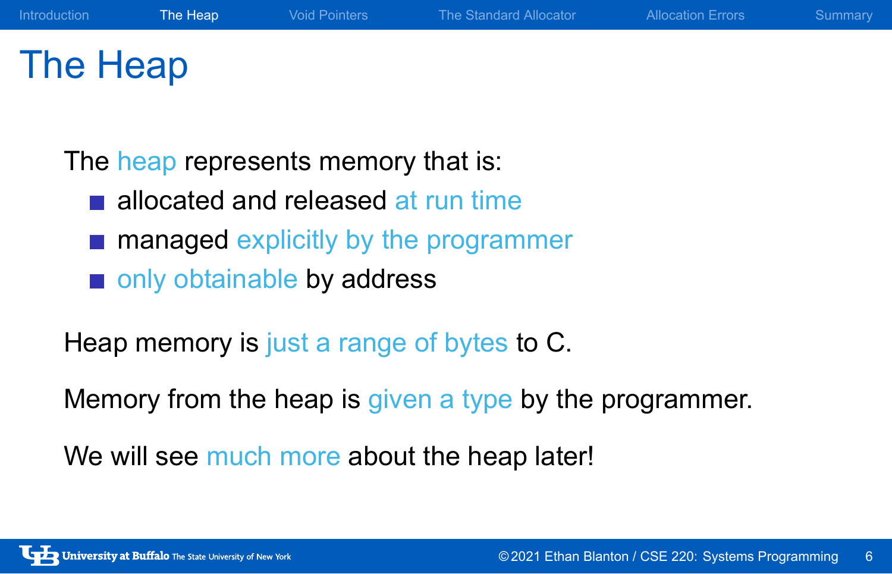# The Heap

The heap represents memory that is:

- allocated and released at run time
- managed explicitly by the programmer
- only obtainable by address

Heap memory is just a range of bytes to C.

Memory from the heap is given a type by the programmer.

We will see much more about the heap later!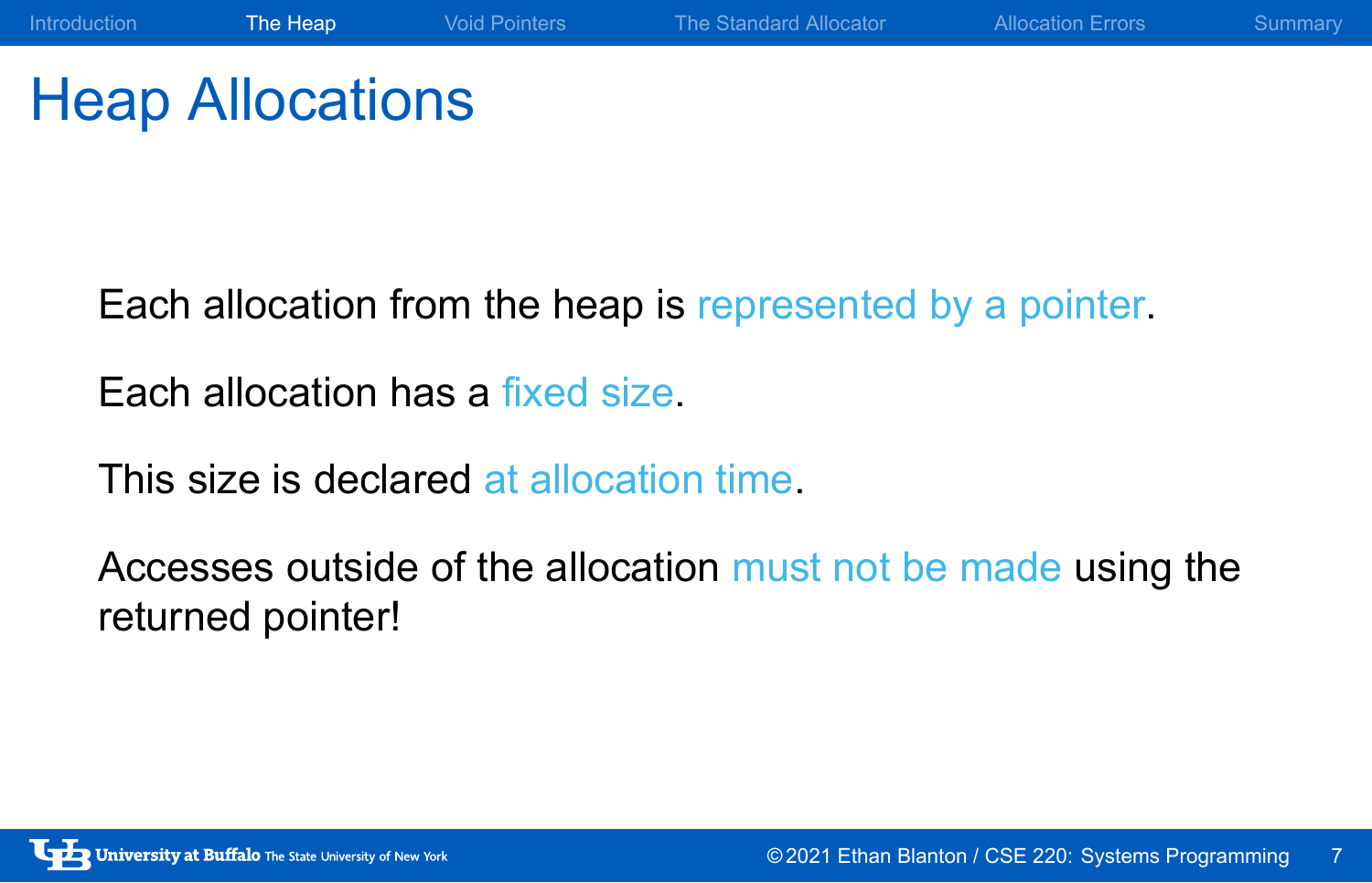# Heap Allocations

Each allocation from the heap is represented by a pointer.

Each allocation has a fixed size.

This size is declared at allocation time.

Accesses outside of the allocation must not be made using the returned pointer!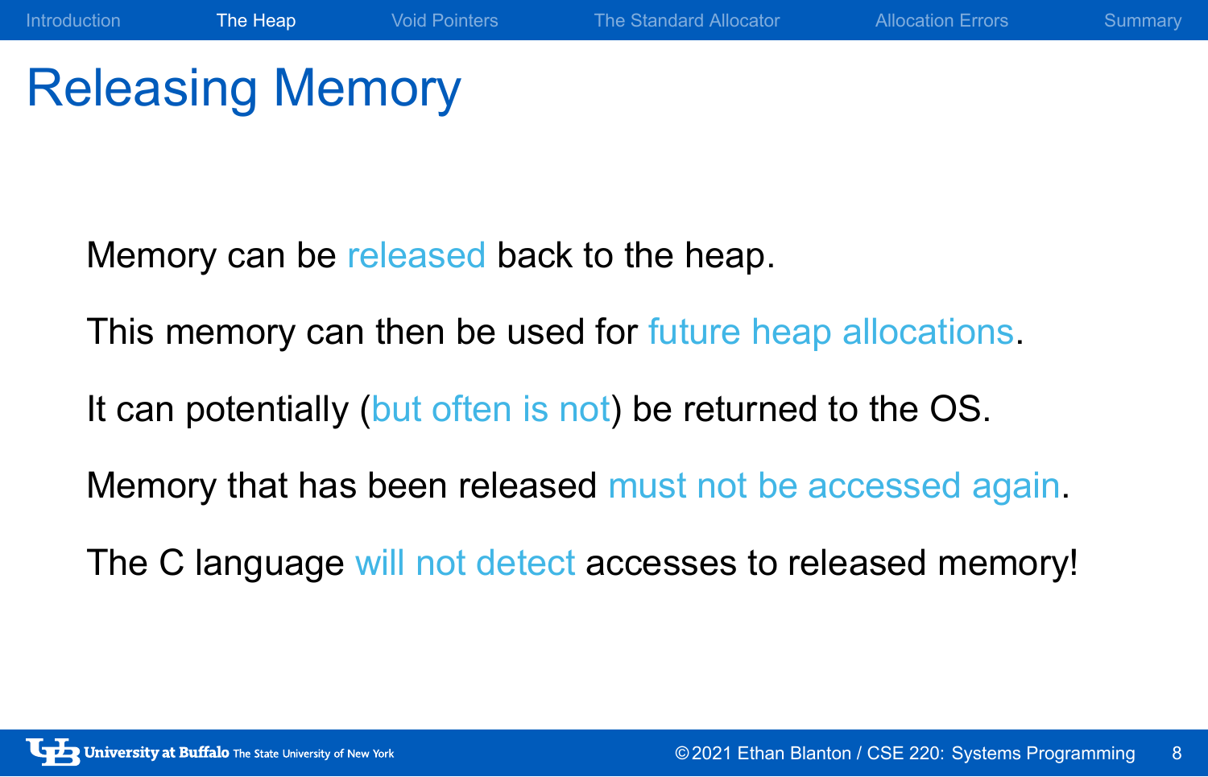# Releasing Memory

Memory can be released back to the heap.

This memory can then be used for future heap allocations.

It can potentially (but often is not) be returned to the OS.

Memory that has been released must not be accessed again.

The C language will not detect accesses to released memory!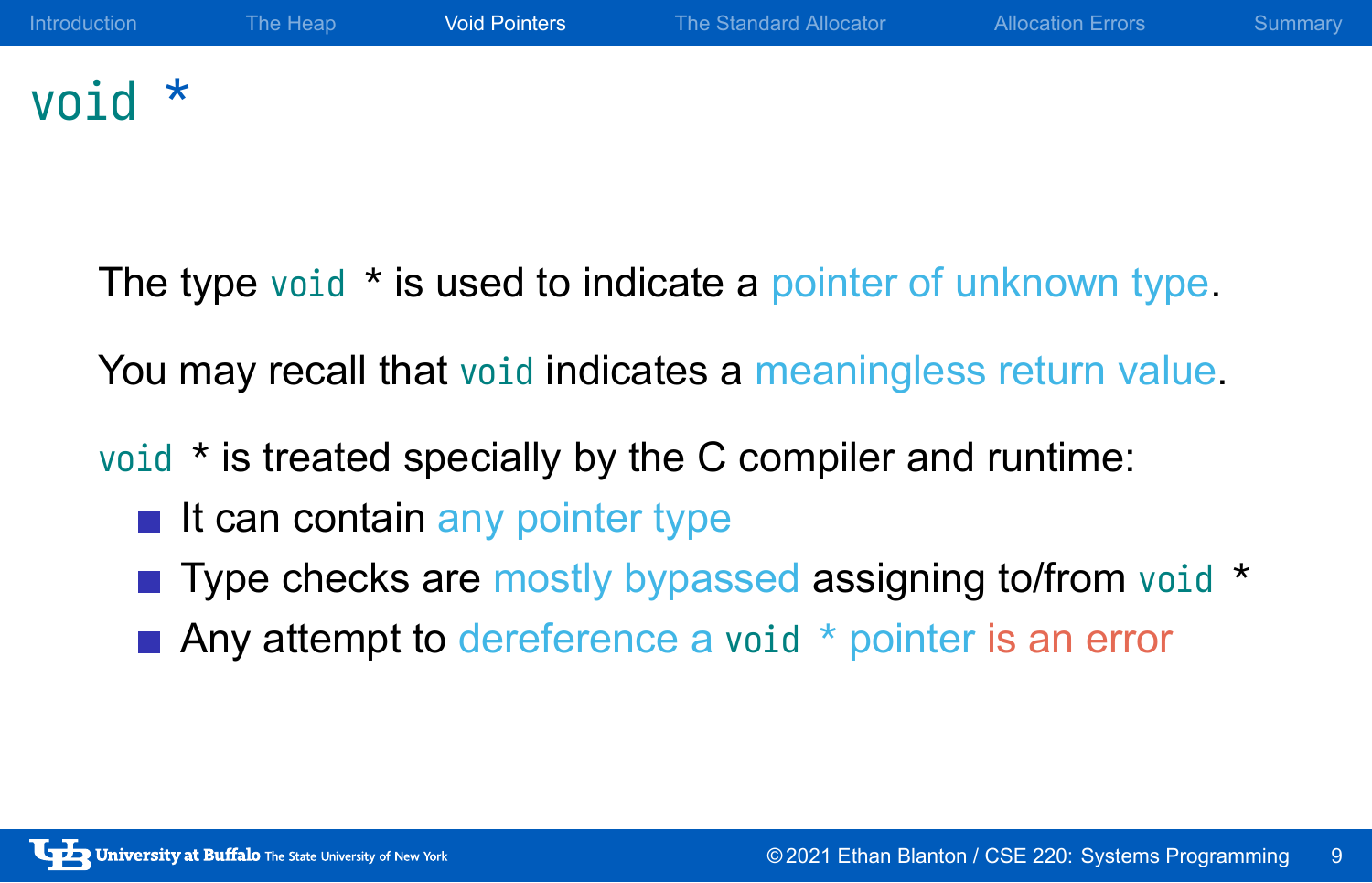# `void *`

The type `void *` is used to indicate a pointer of unknown type.

You may recall that `void` indicates a meaningless return value.

`void *` is treated specially by the C compiler and runtime:

- It can contain any pointer type
- Type checks are mostly bypassed assigning to/from `void *`
- Any attempt to dereference a `void *` pointer is an error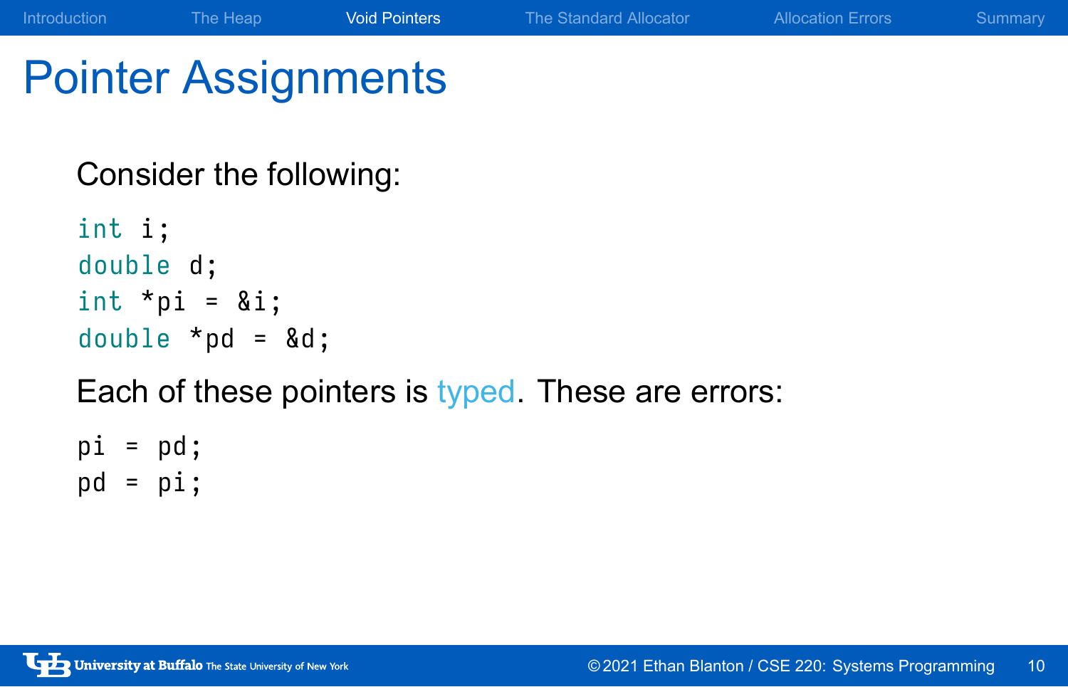# Pointer Assignments

Consider the following:

```
int i;
double d;
int *pi = &i;
double *pd = &d;
```

Each of these pointers is typed. These are errors:

```
pi = pd;
pd = pi;
```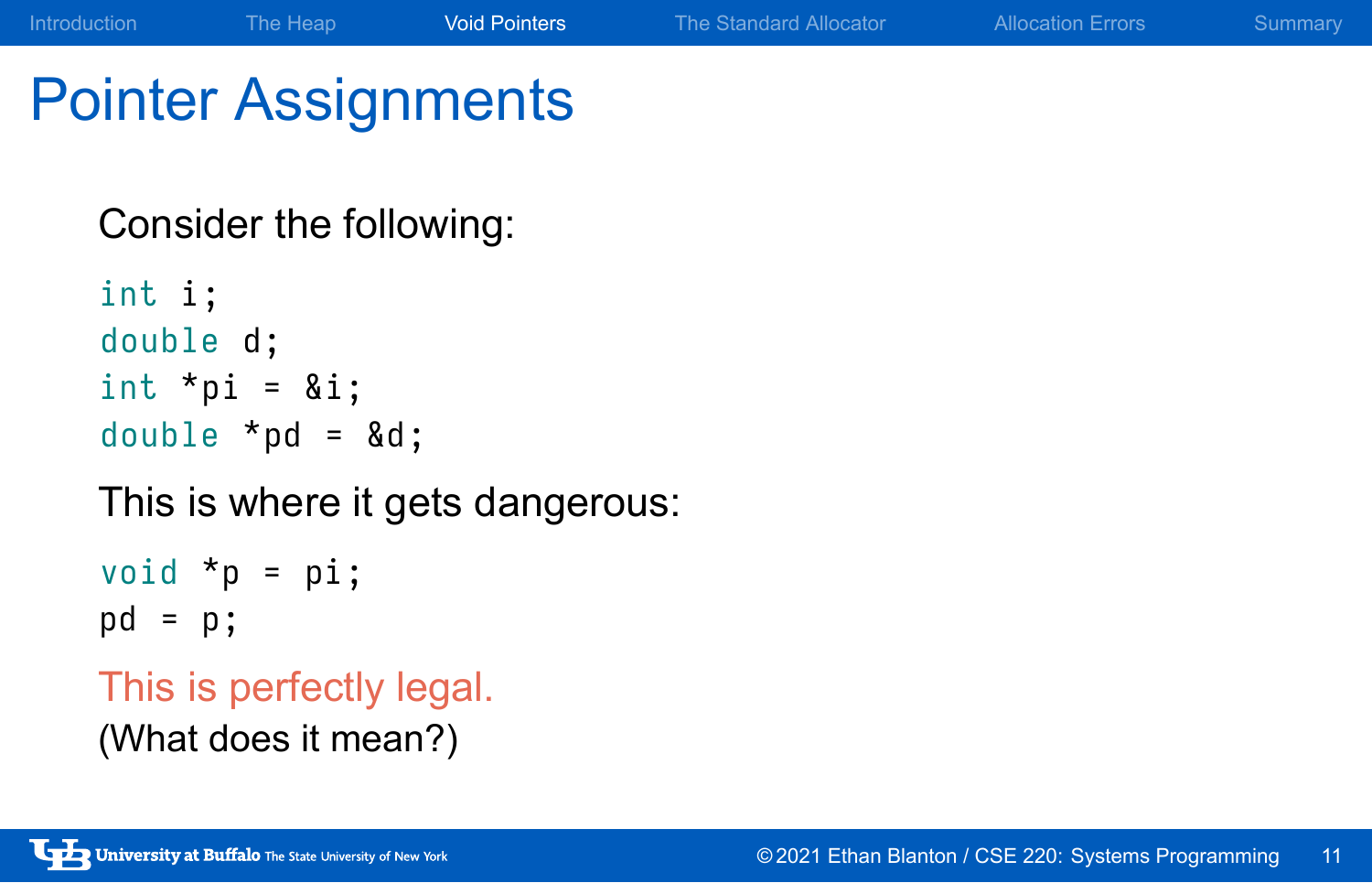# Pointer Assignments

Consider the following:

```
int i;
double d;
int *pi = &i;
double *pd = &d;
```

This is where it gets dangerous:

```
void *p = pi;
pd = p;
```

This is perfectly legal.

(What does it mean?)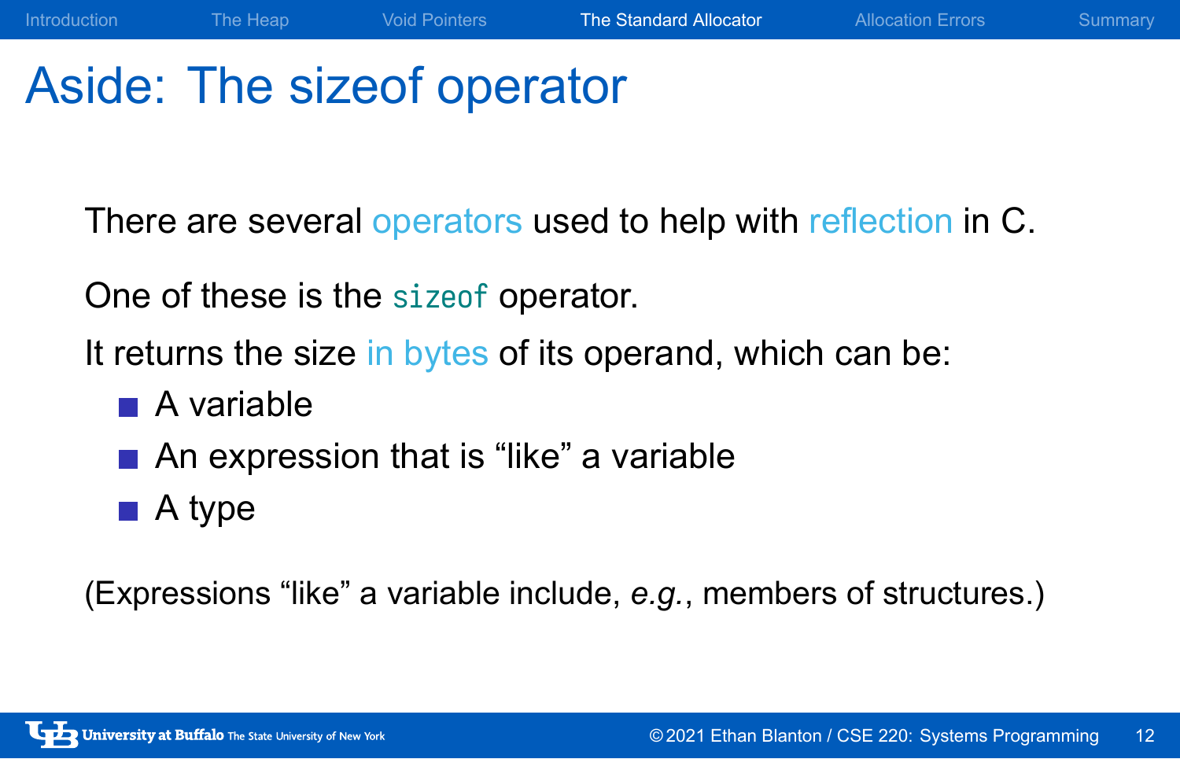# Aside: The sizeof operator

There are several operators used to help with reflection in C.

One of these is the `sizeof` operator.

It returns the size in bytes of its operand, which can be:

- A variable
- An expression that is "like" a variable
- A type

(Expressions "like" a variable include, *e.g.*, members of structures.)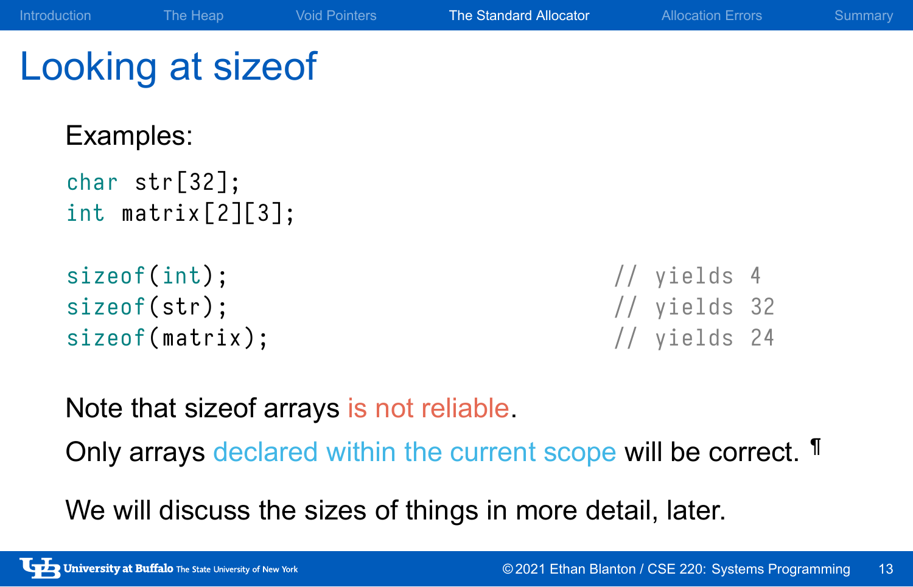# Looking at sizeof

Examples:

```
char str[32];
int matrix[2][3];

sizeof(int);                    // yields 4
sizeof(str);                    // yields 32
sizeof(matrix);                 // yields 24
```

Note that sizeof arrays is not reliable.

Only arrays declared within the current scope will be correct. ¶

We will discuss the sizes of things in more detail, later.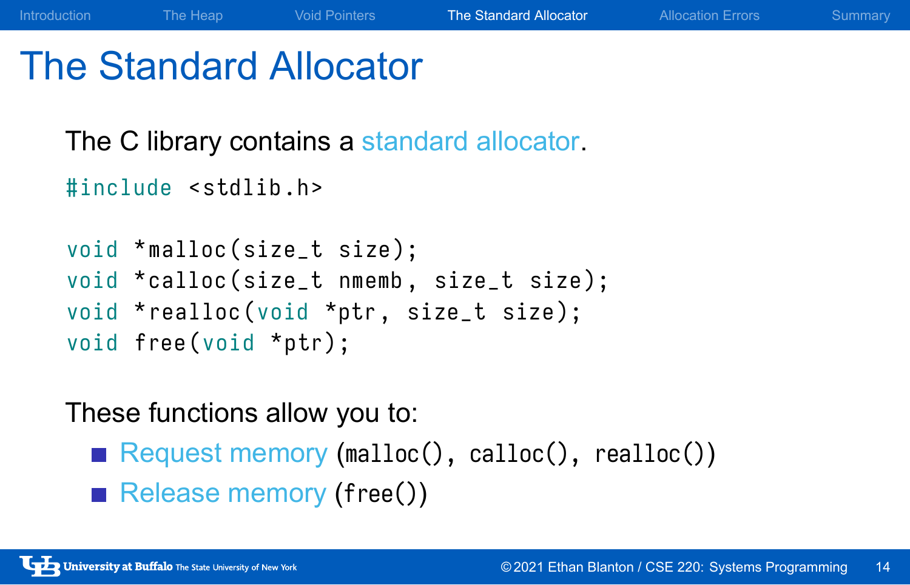# The Standard Allocator

The C library contains a standard allocator.

```
#include <stdlib.h>

void *malloc(size_t size);
void *calloc(size_t nmemb, size_t size);
void *realloc(void *ptr, size_t size);
void free(void *ptr);
```

These functions allow you to:

- Request memory (`malloc()`, `calloc()`, `realloc()`)
- Release memory (`free()`)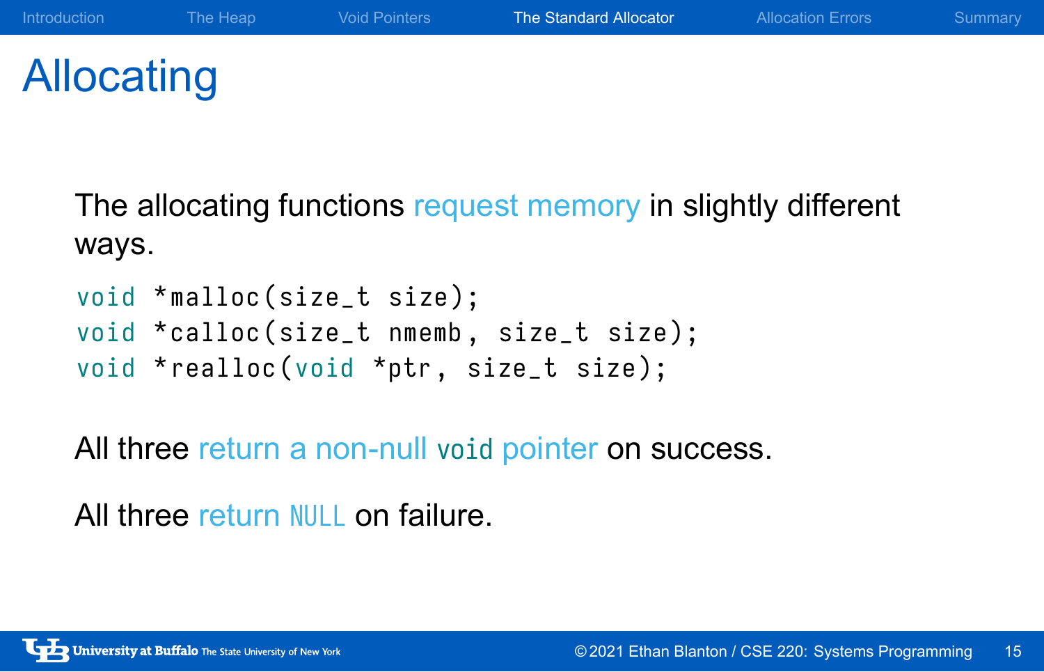# Allocating

The allocating functions request memory in slightly different ways.

```
void *malloc(size_t size);
void *calloc(size_t nmemb, size_t size);
void *realloc(void *ptr, size_t size);
```

All three return a non-null `void` pointer on success.

All three return `NULL` on failure.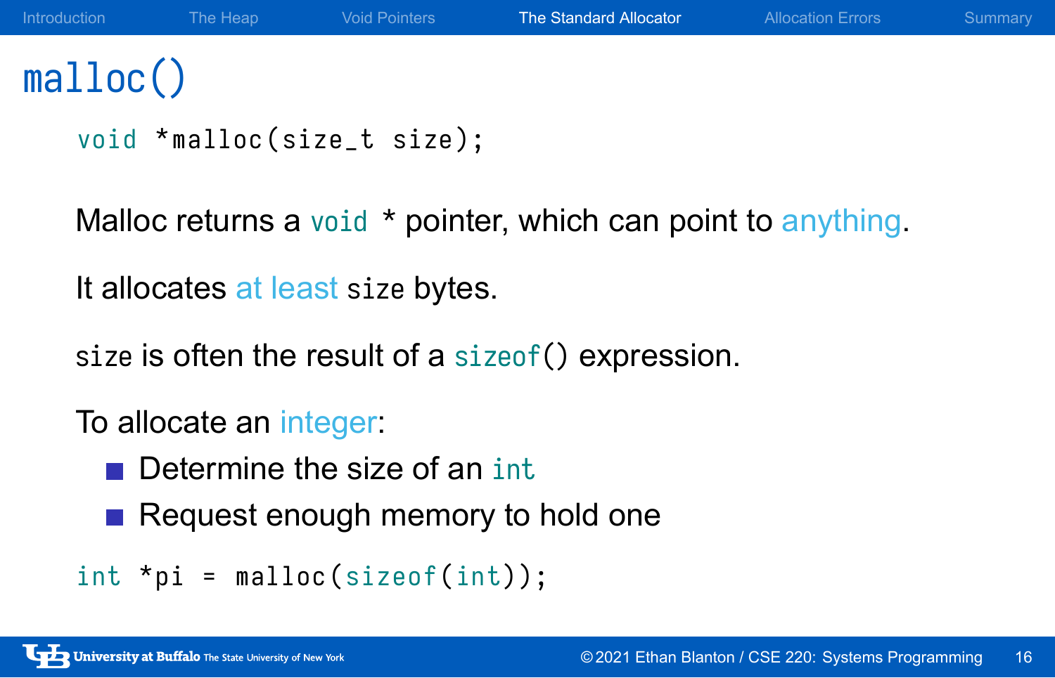# malloc()

```
void *malloc(size_t size);
```

Malloc returns a `void *` pointer, which can point to anything.

It allocates at least `size` bytes.

`size` is often the result of a `sizeof()` expression.

To allocate an integer:

- Determine the size of an `int`
- Request enough memory to hold one

```
int *pi = malloc(sizeof(int));
```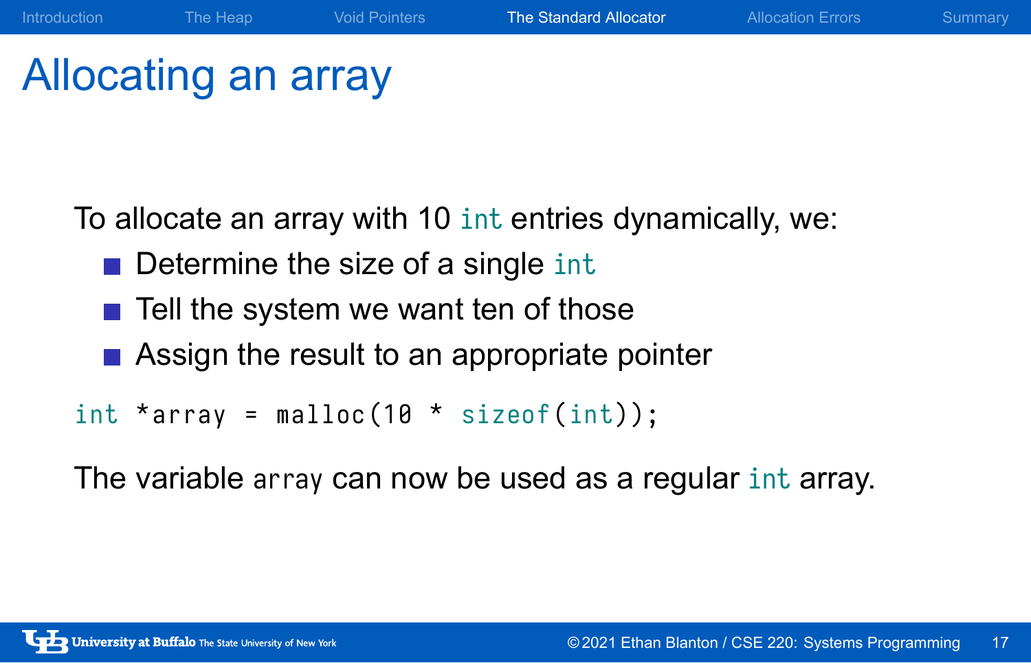# Allocating an array

To allocate an array with 10 `int` entries dynamically, we:

- Determine the size of a single `int`
- Tell the system we want ten of those
- Assign the result to an appropriate pointer

```
int *array = malloc(10 * sizeof(int));
```

The variable `array` can now be used as a regular `int` array.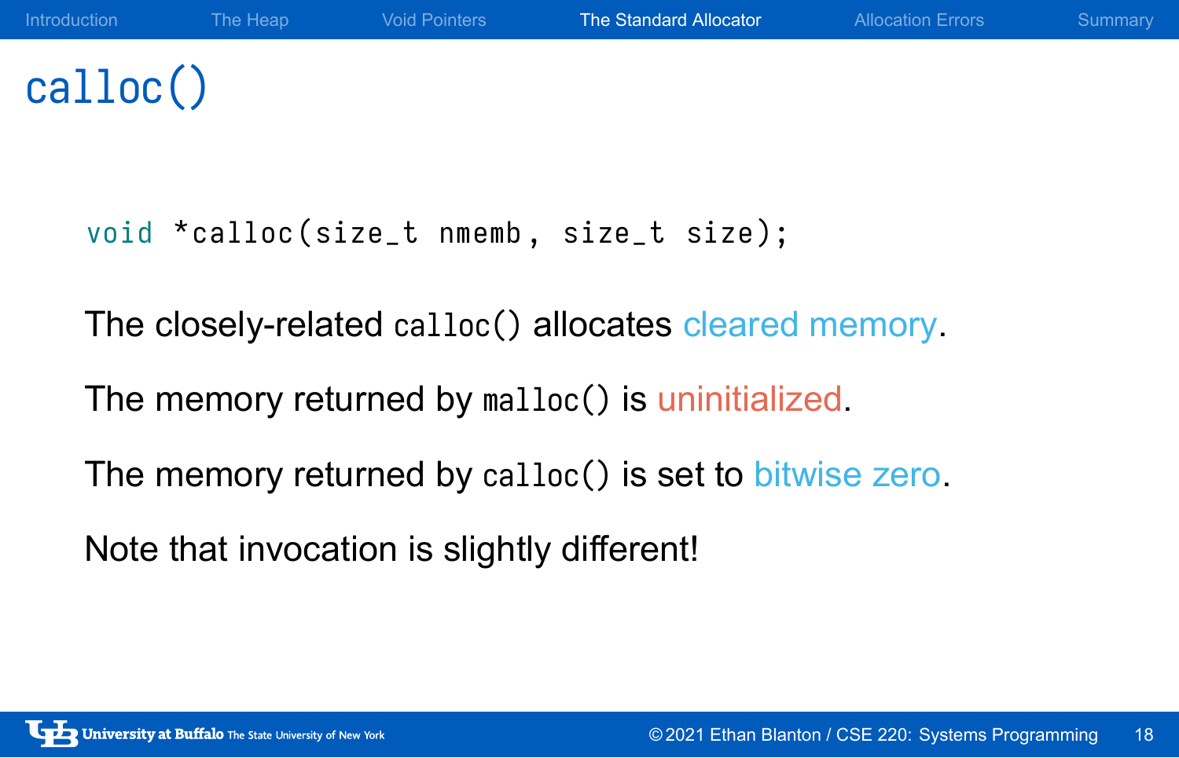# calloc()

```
void *calloc(size_t nmemb, size_t size);
```

The closely-related `calloc()` allocates cleared memory.

The memory returned by `malloc()` is uninitialized.

The memory returned by `calloc()` is set to bitwise zero.

Note that invocation is slightly different!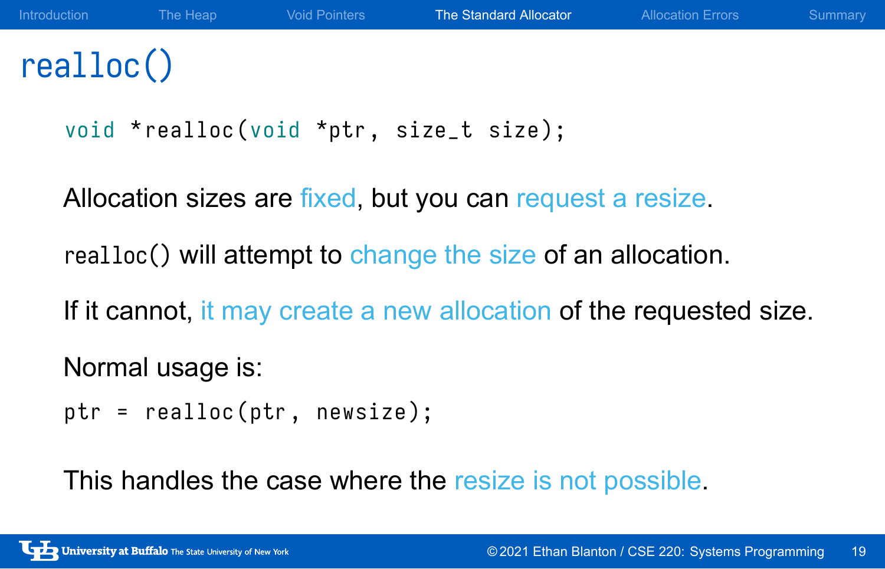# realloc()

```
void *realloc(void *ptr, size_t size);
```

Allocation sizes are fixed, but you can request a resize.

`realloc()` will attempt to change the size of an allocation.

If it cannot, it may create a new allocation of the requested size.

Normal usage is:

```
ptr = realloc(ptr, newsize);
```

This handles the case where the resize is not possible.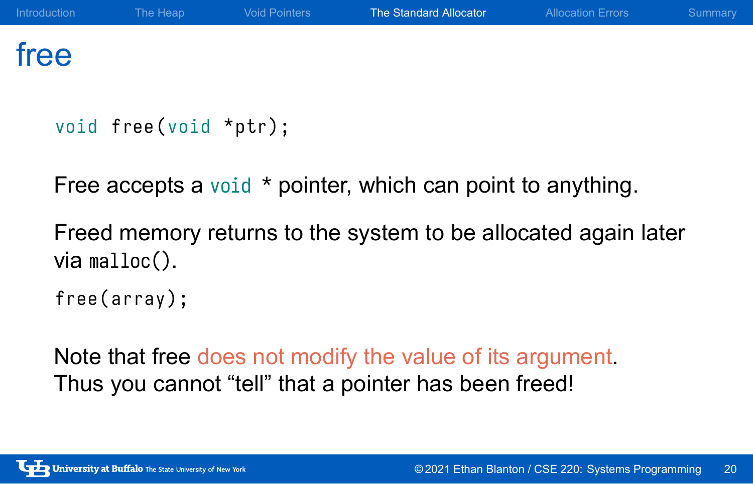# free

```
void free(void *ptr);
```

Free accepts a `void *` pointer, which can point to anything.

Freed memory returns to the system to be allocated again later via `malloc()`.

```
free(array);
```

Note that free does not modify the value of its argument. Thus you cannot "tell" that a pointer has been freed!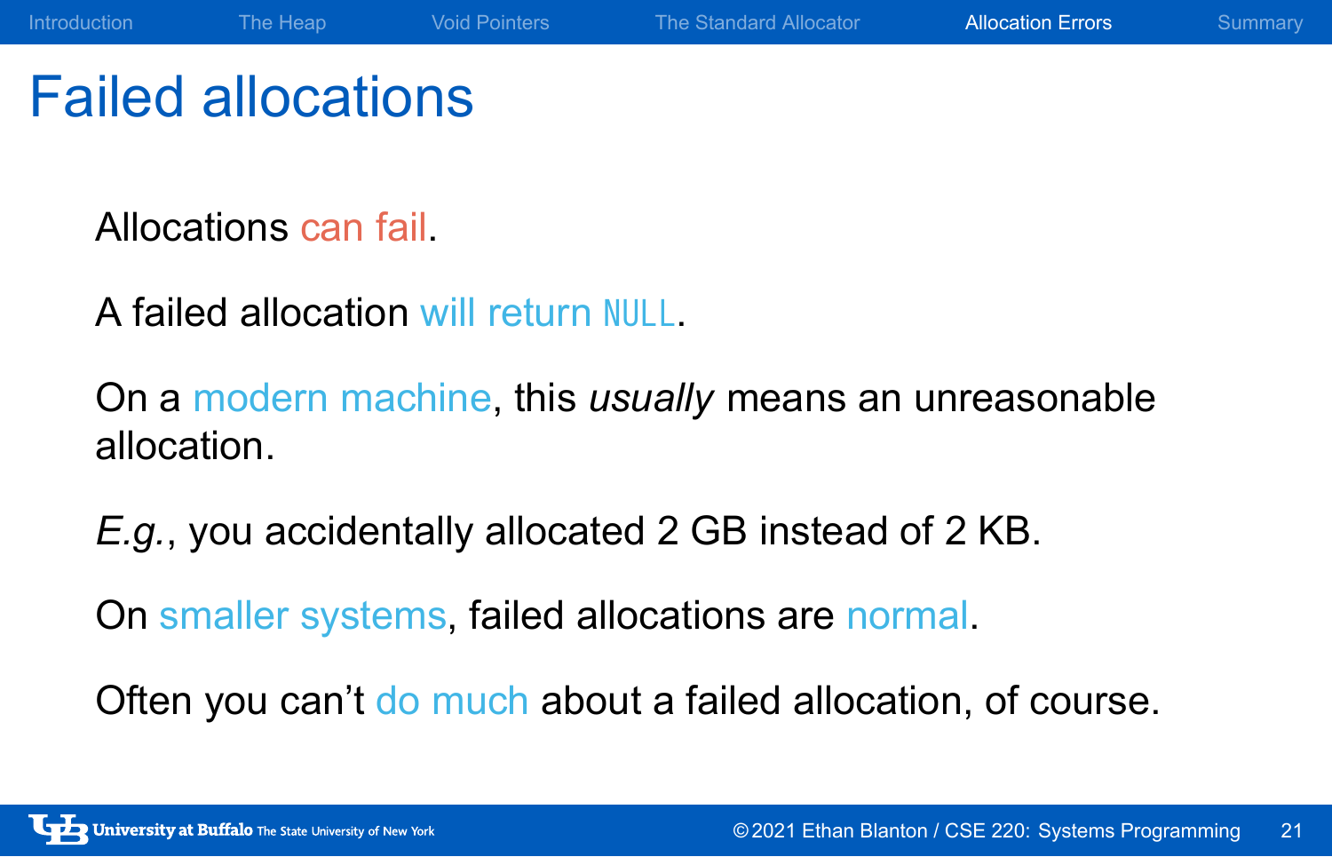# Failed allocations

Allocations can fail.

A failed allocation will return `NULL`.

On a modern machine, this *usually* means an unreasonable allocation.

*E.g.*, you accidentally allocated 2 GB instead of 2 KB.

On smaller systems, failed allocations are normal.

Often you can't do much about a failed allocation, of course.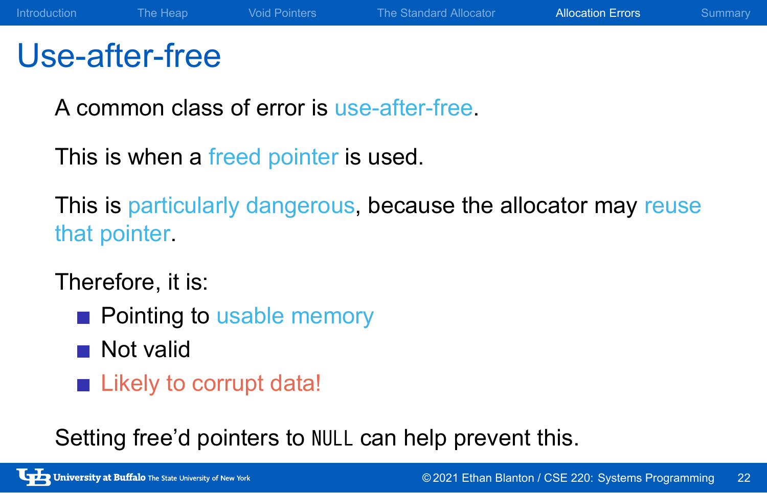# Use-after-free

A common class of error is use-after-free.

This is when a freed pointer is used.

This is particularly dangerous, because the allocator may reuse that pointer.

Therefore, it is:

- Pointing to usable memory
- Not valid
- Likely to corrupt data!

Setting free'd pointers to `NULL` can help prevent this.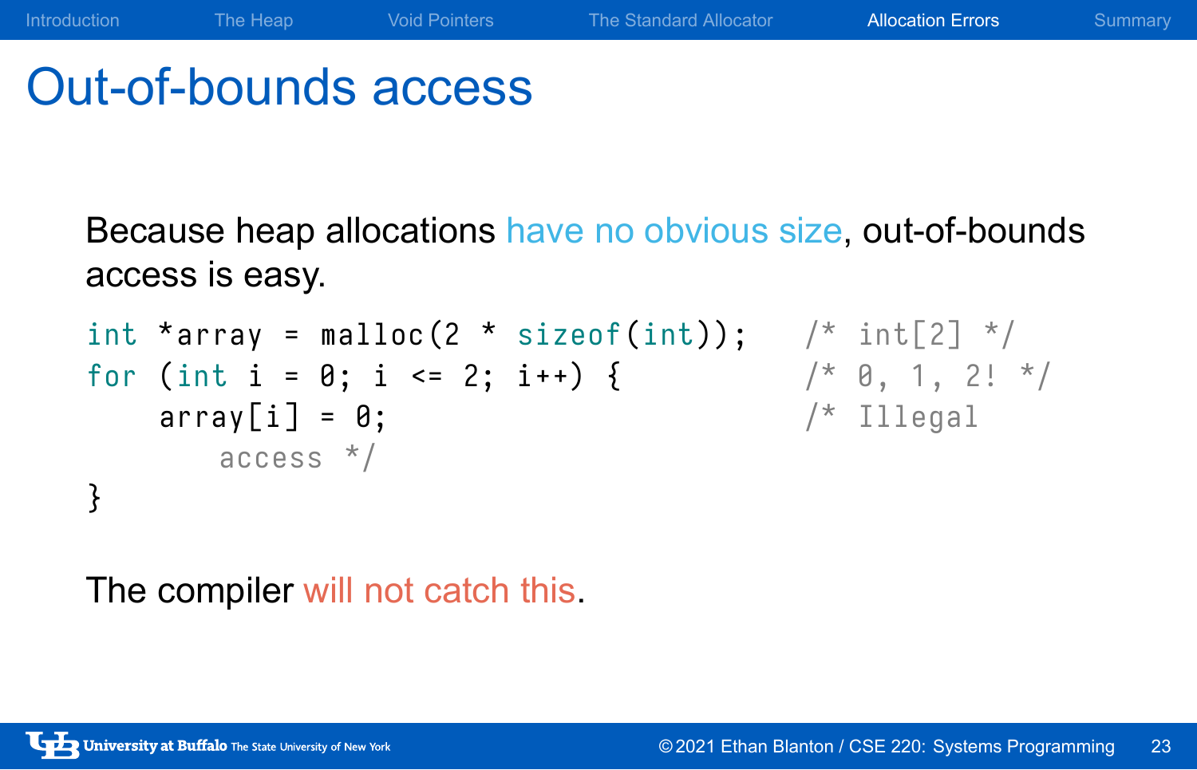# Out-of-bounds access

Because heap allocations have no obvious size, out-of-bounds access is easy.

```
int *array = malloc(2 * sizeof(int));   /* int[2] */
for (int i = 0; i <= 2; i++) {          /* 0, 1, 2! */
    array[i] = 0;                       /* Illegal
        access */
}
```

The compiler will not catch this.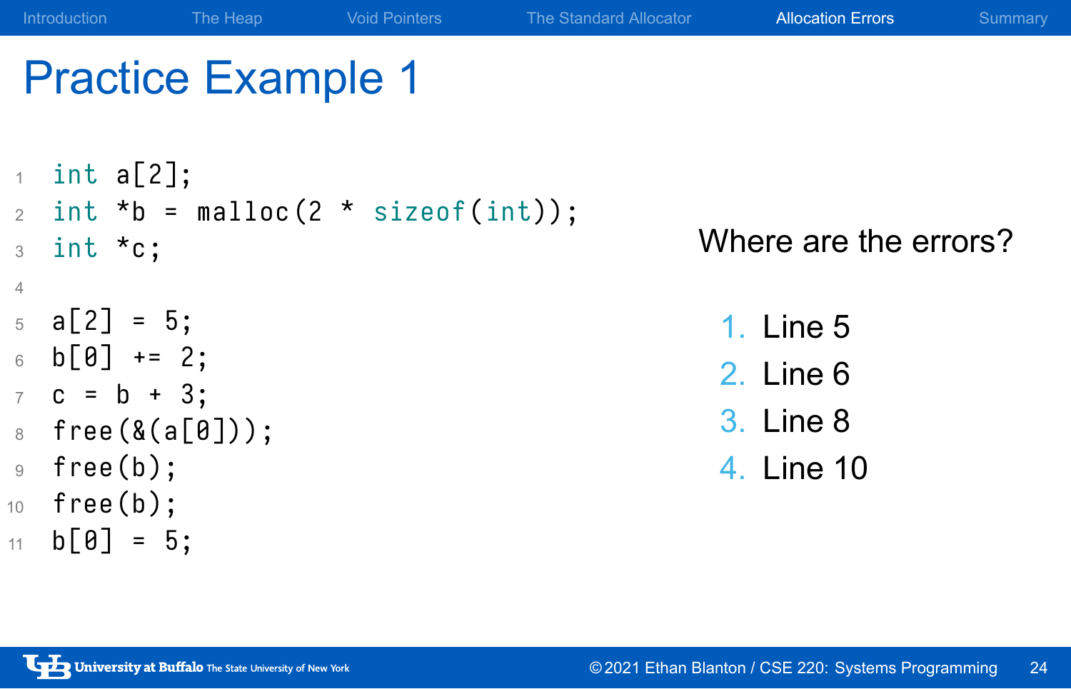# Practice Example 1

```
int a[2];
int *b = malloc(2 * sizeof(int));
int *c;

a[2] = 5;
b[0] += 2;
c = b + 3;
free(&(a[0]));
free(b);
free(b);
b[0] = 5;
```

Where are the errors?

1. Line 5
2. Line 6
3. Line 8
4. Line 10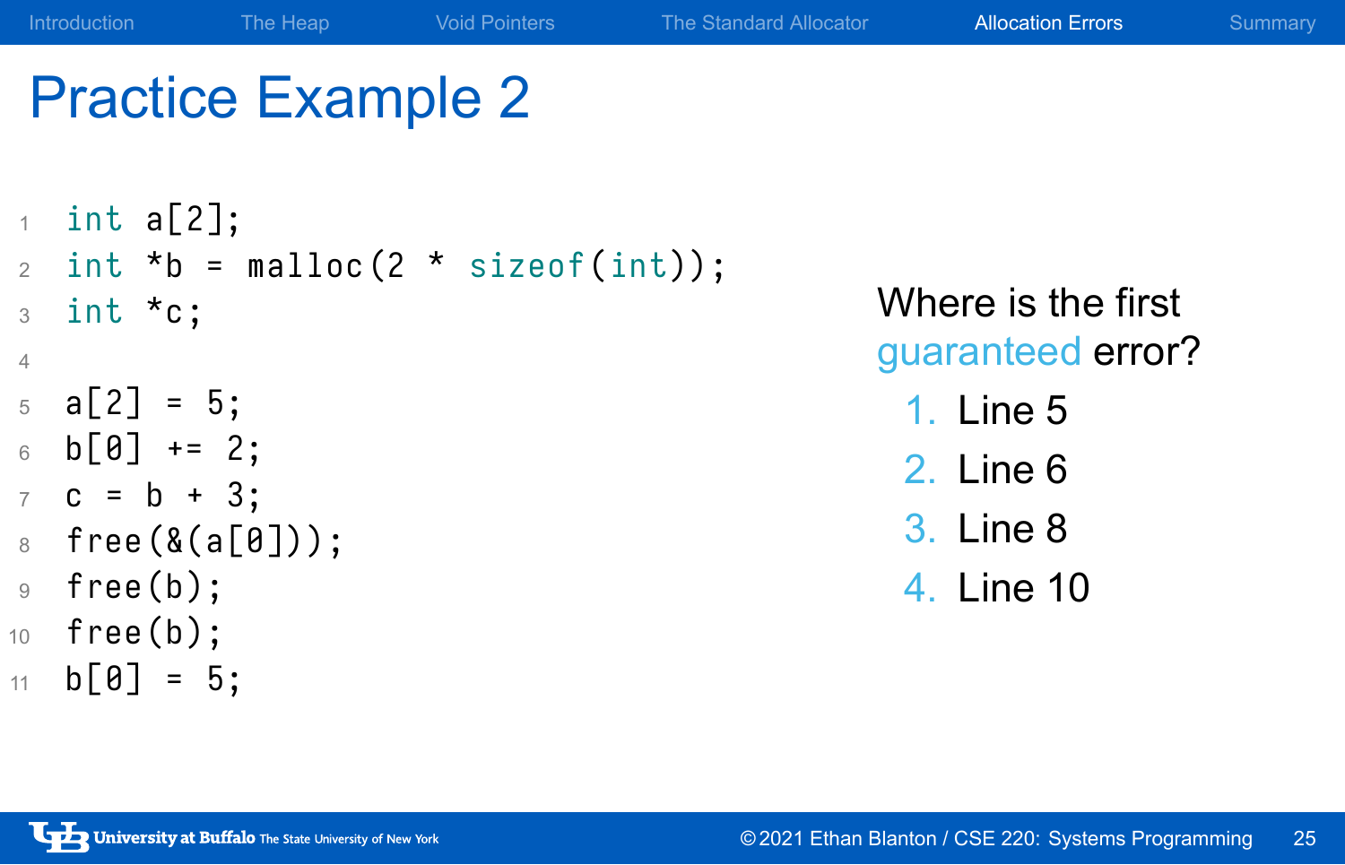# Practice Example 2

```c
int a[2];
int *b = malloc(2 * sizeof(int));
int *c;

a[2] = 5;
b[0] += 2;
c = b + 3;
free(&(a[0]));
free(b);
free(b);
b[0] = 5;
```

Where is the first guaranteed error?

1. Line 5
2. Line 6
3. Line 8
4. Line 10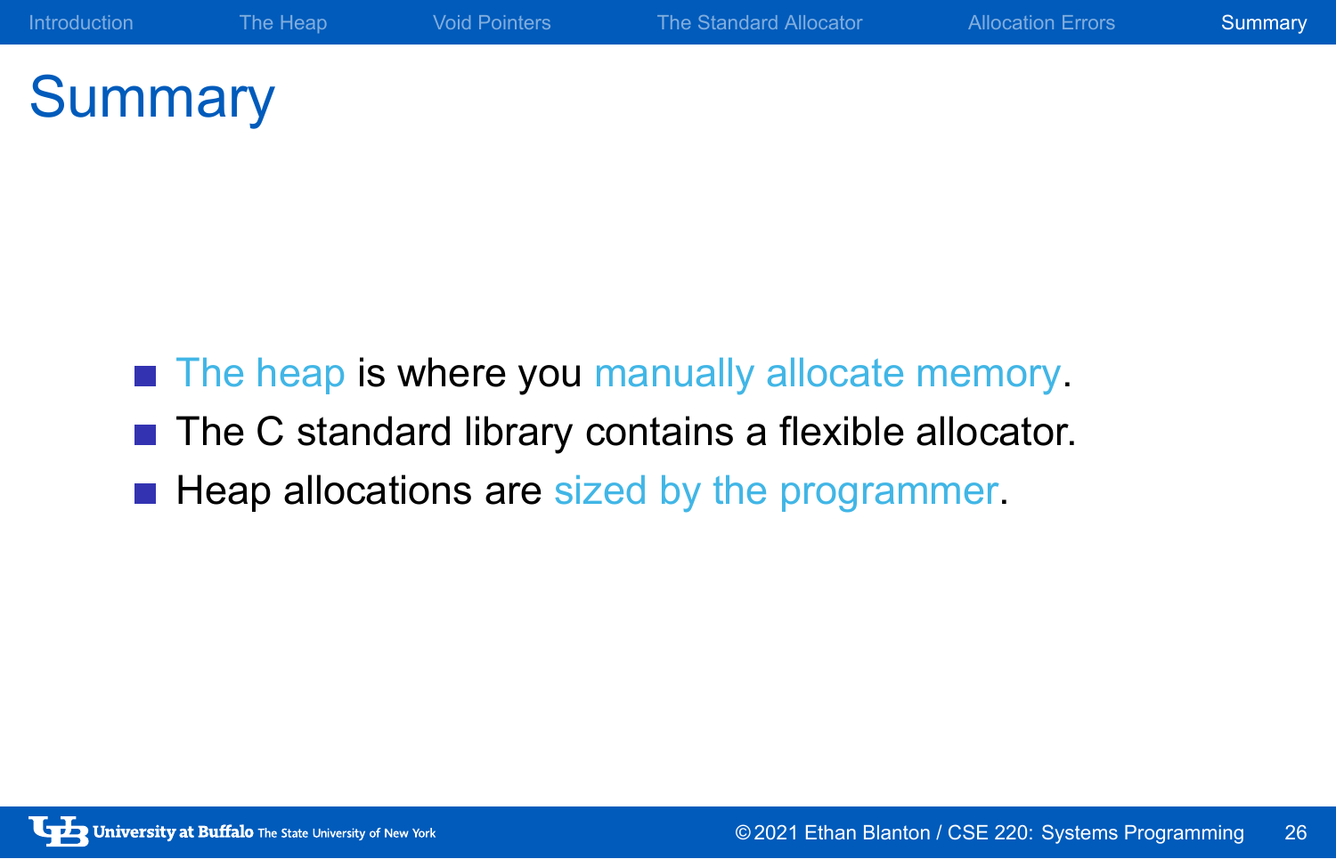# Summary

- The heap is where you manually allocate memory.
- The C standard library contains a flexible allocator.
- Heap allocations are sized by the programmer.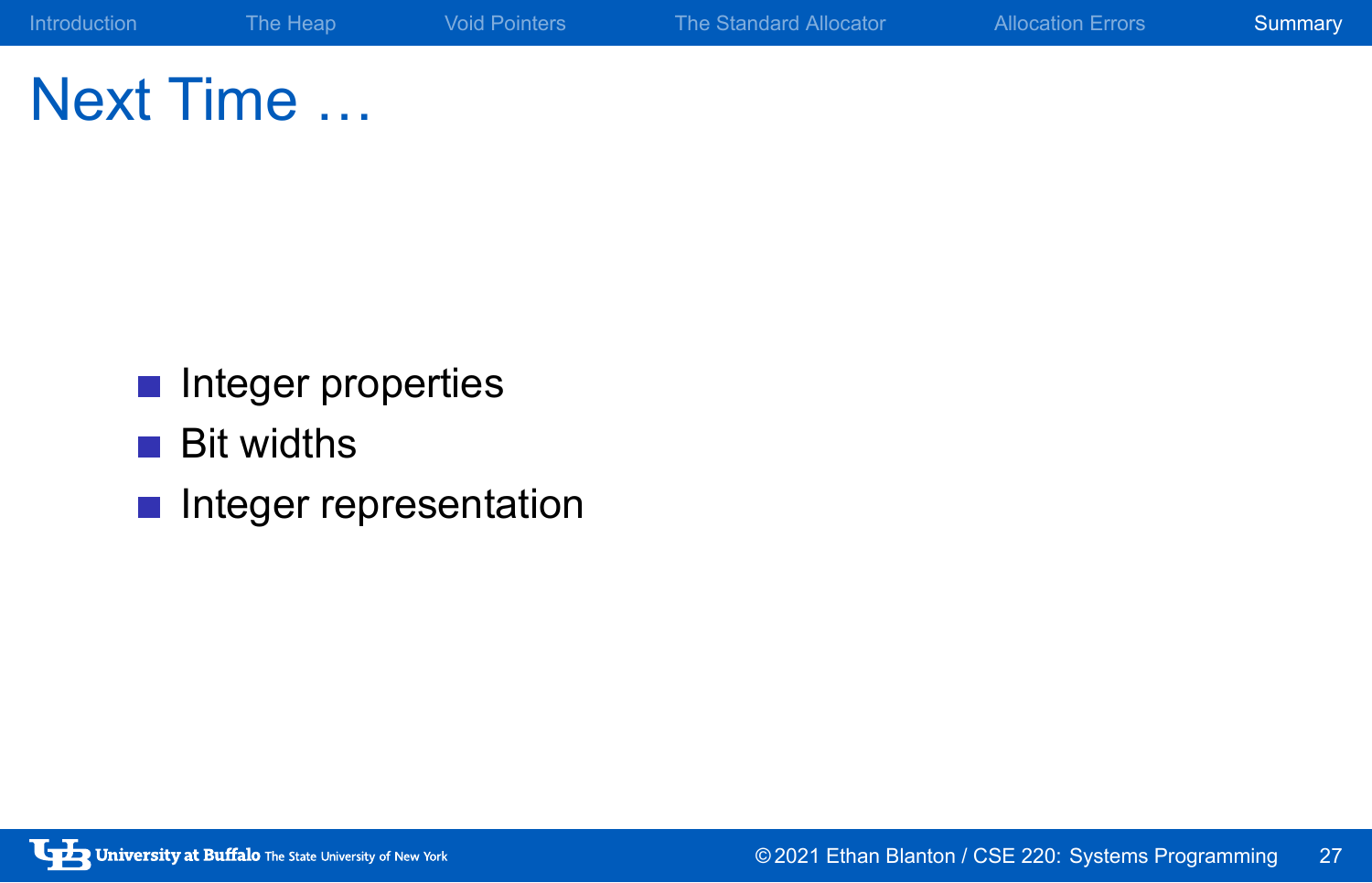# Next Time …

- Integer properties
- Bit widths
- Integer representation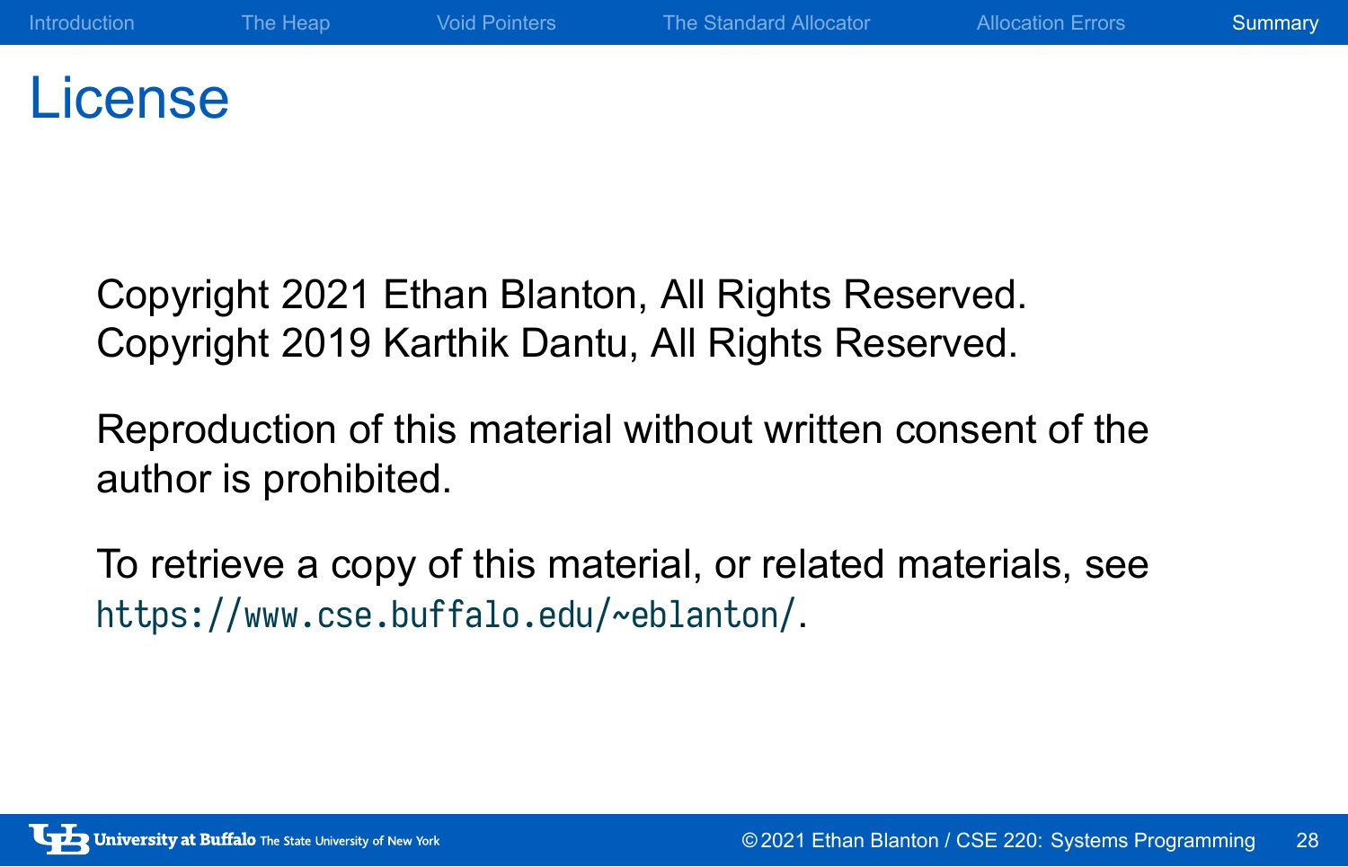# License

Copyright 2021 Ethan Blanton, All Rights Reserved.
Copyright 2019 Karthik Dantu, All Rights Reserved.

Reproduction of this material without written consent of the author is prohibited.

To retrieve a copy of this material, or related materials, see `https://www.cse.buffalo.edu/~eblanton/`.